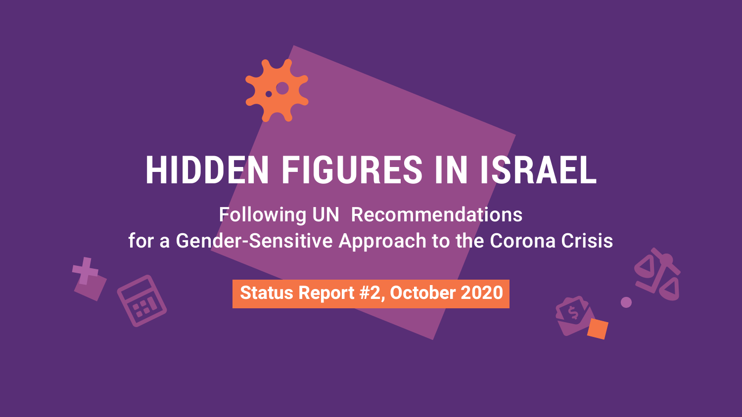# HIDDEN FIGURES IN ISRAEL

## Following UN Recommendations for a Gender-Sensitive Approach to the Corona Crisis

**Status Report #2, October 2020**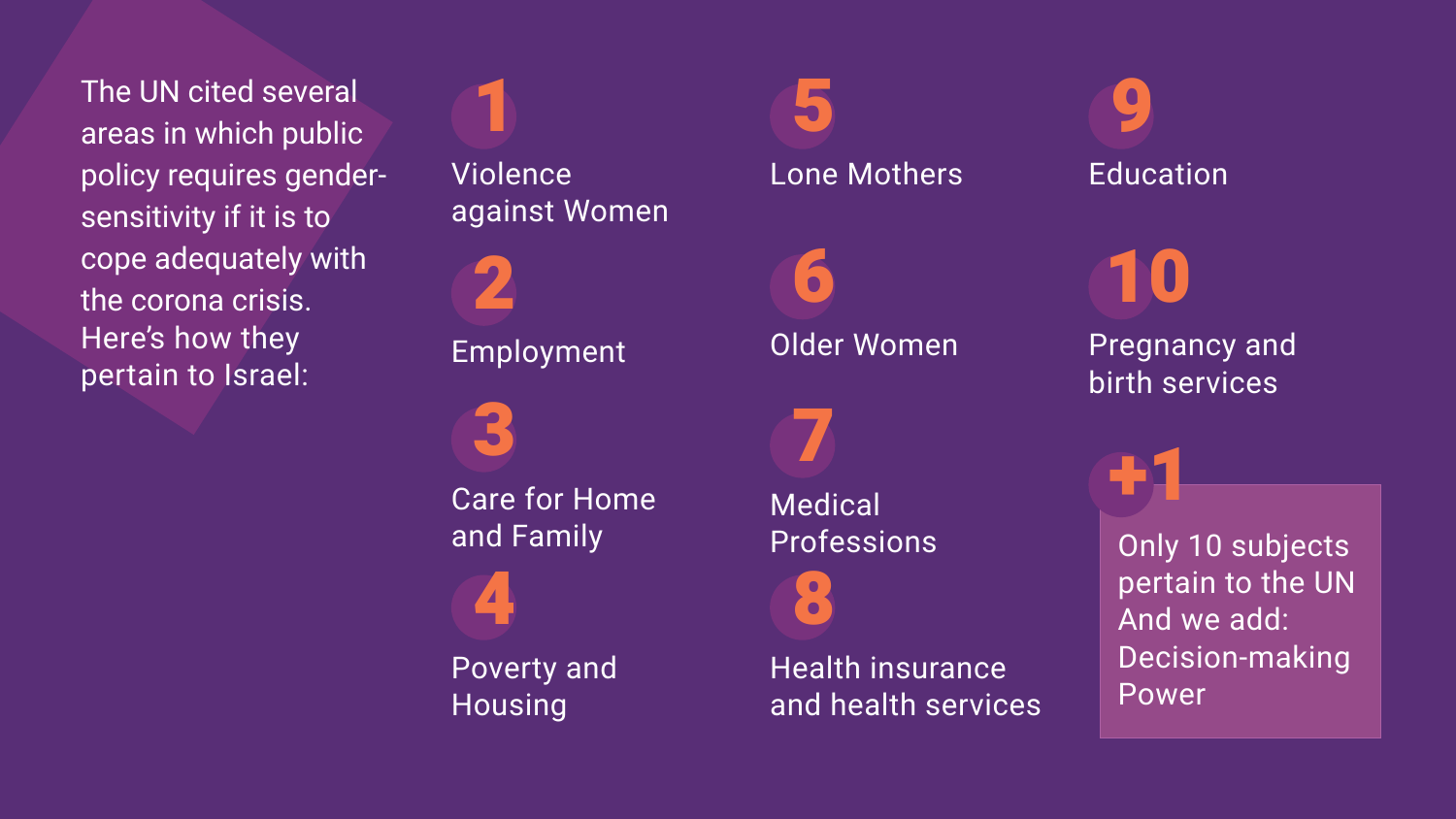The UN cited several areas in which public policy requires gender-sensitivity if it is to cope adequately with the corona crisis. Here's how they pertain to Israel:

1. Violence against Women
2. Employment
3. Care for Home and Family
4. Poverty and Housing
5. Lone Mothers
6. Older Women
7. Medical Professions
8. Health insurance and health services
9. Education
10. Pregnancy and birth services

**+1**

Only 10 subjects pertain to the UN And we add: Decision-making Power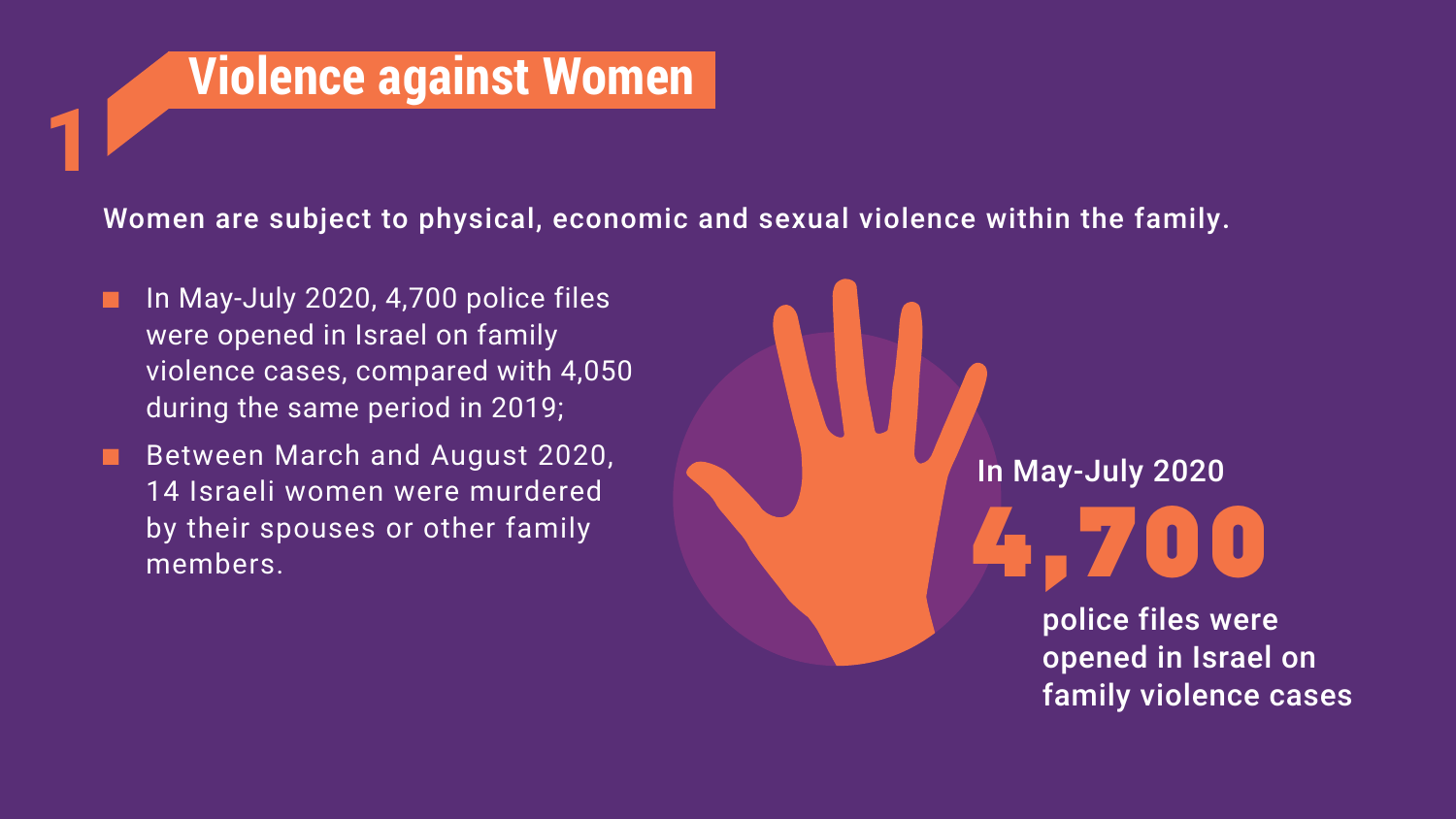# 1 Violence against Women

**Women are subject to physical, economic and sexual violence within the family.**

- In May-July 2020, 4,700 police files were opened in Israel on family violence cases, compared with 4,050 during the same period in 2019;
- Between March and August 2020, 14 Israeli women were murdered by their spouses or other family members.

**In May-July 2020**

**4,700**

**police files were opened in Israel on family violence cases**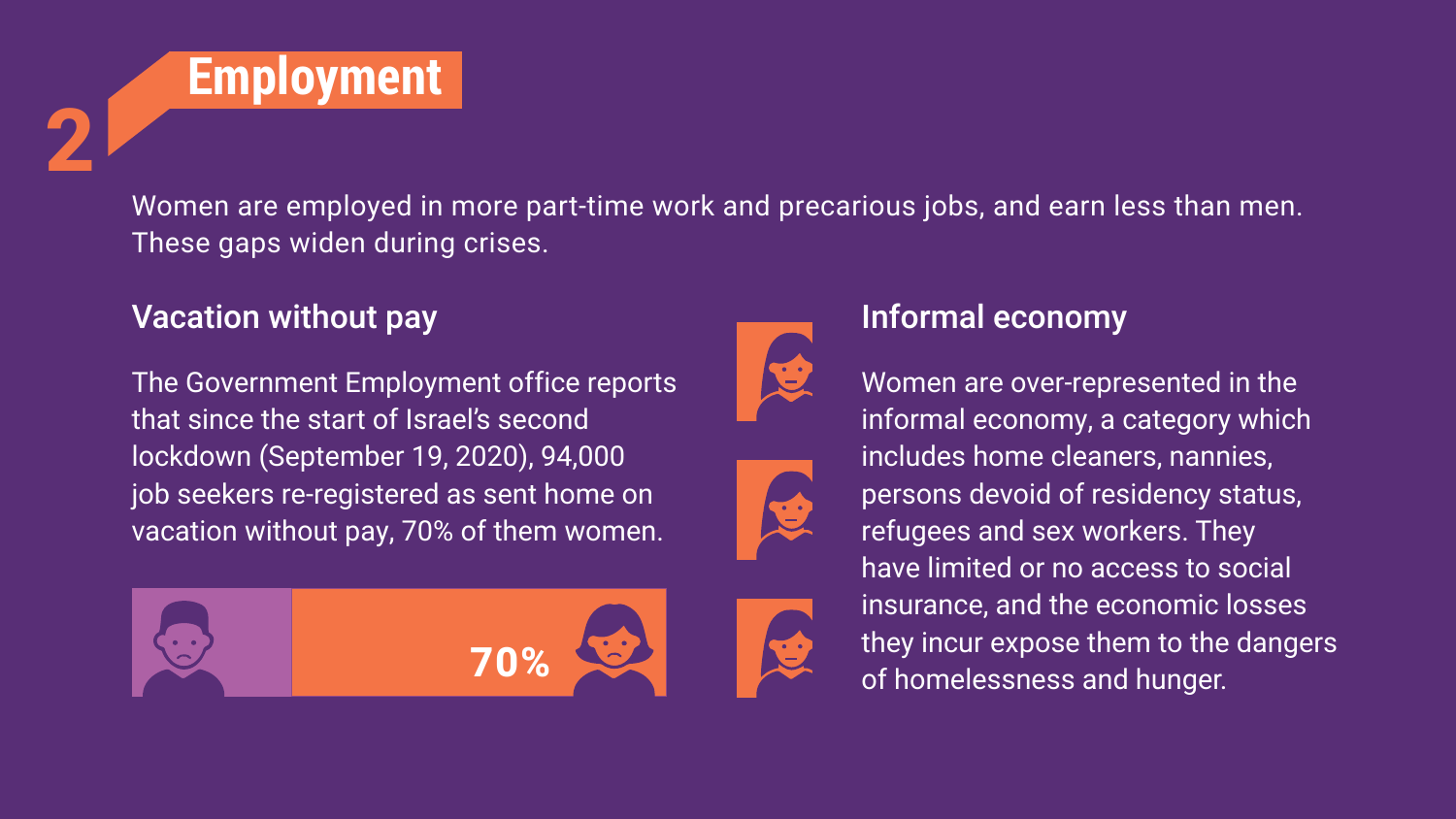# 2 Employment

Women are employed in more part-time work and precarious jobs, and earn less than men. These gaps widen during crises.

## Vacation without pay

The Government Employment office reports that since the start of Israel's second lockdown (September 19, 2020), 94,000 job seekers re-registered as sent home on vacation without pay, 70% of them women.

70%

## Informal economy

Women are over-represented in the informal economy, a category which includes home cleaners, nannies, persons devoid of residency status, refugees and sex workers. They have limited or no access to social insurance, and the economic losses they incur expose them to the dangers of homelessness and hunger.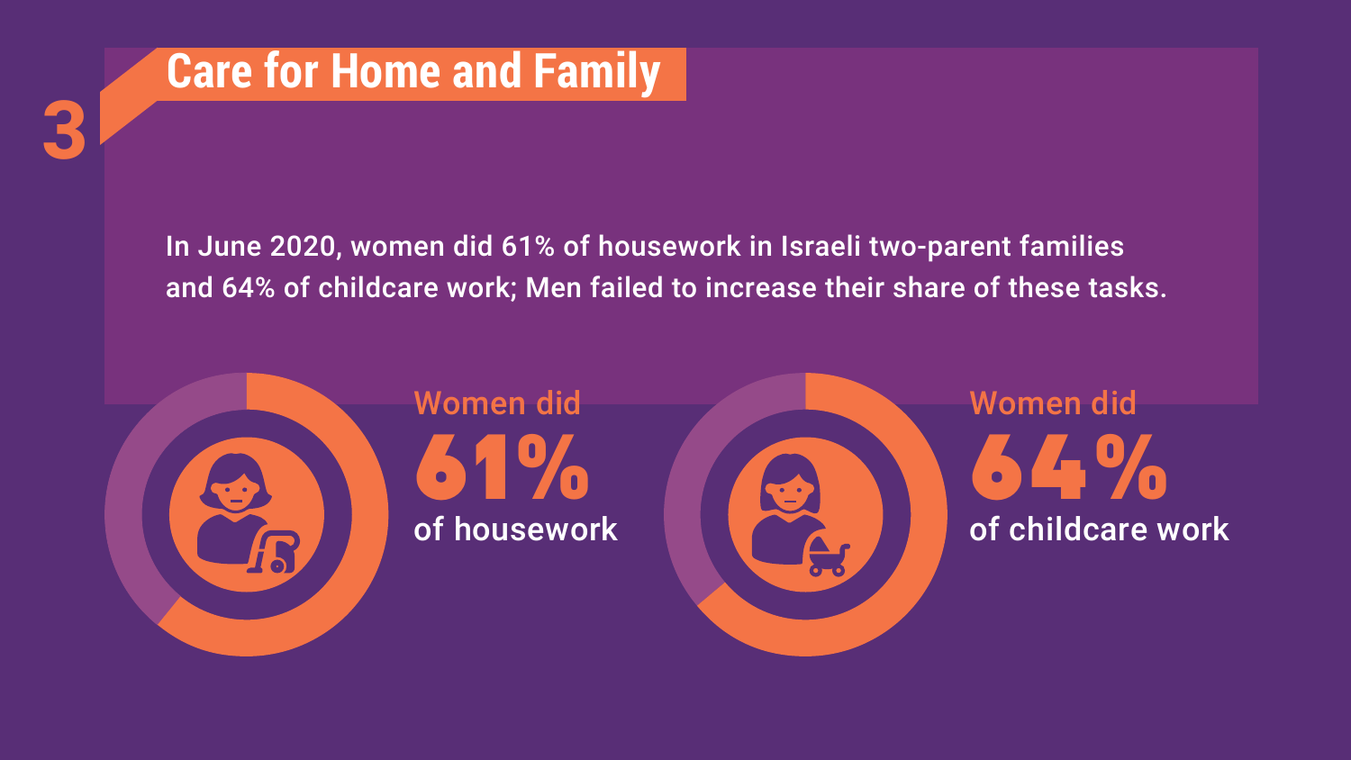# 3 Care for Home and Family

In June 2020, women did 61% of housework in Israeli two-parent families and 64% of childcare work; Men failed to increase their share of these tasks.

Women did

**61%**

of housework

Women did

**64%**

of childcare work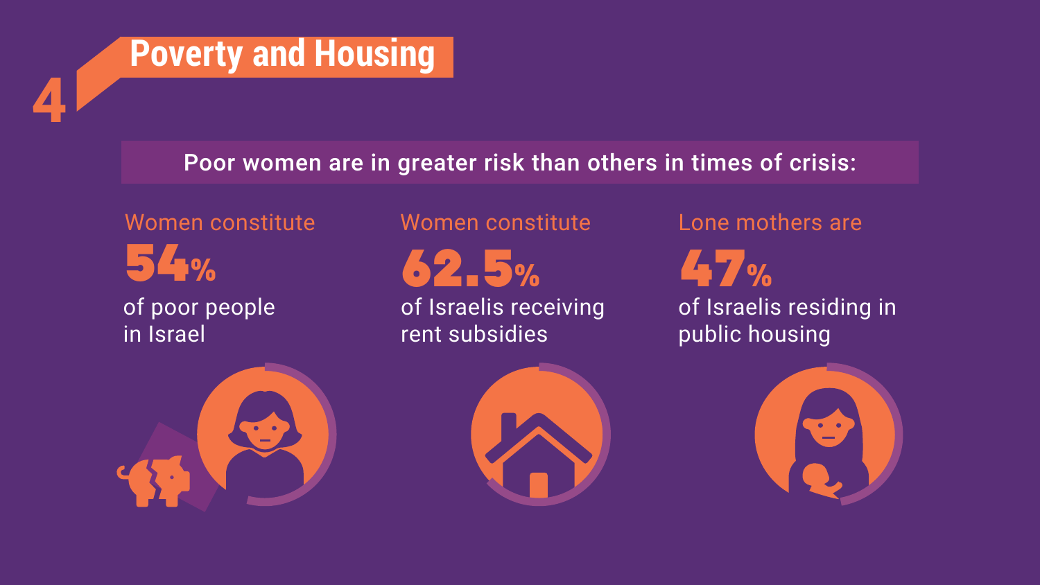# 4 Poverty and Housing

**Poor women are in greater risk than others in times of crisis:**

Women constitute **54%** of poor people in Israel

Women constitute **62.5%** of Israelis receiving rent subsidies

Lone mothers are **47%** of Israelis residing in public housing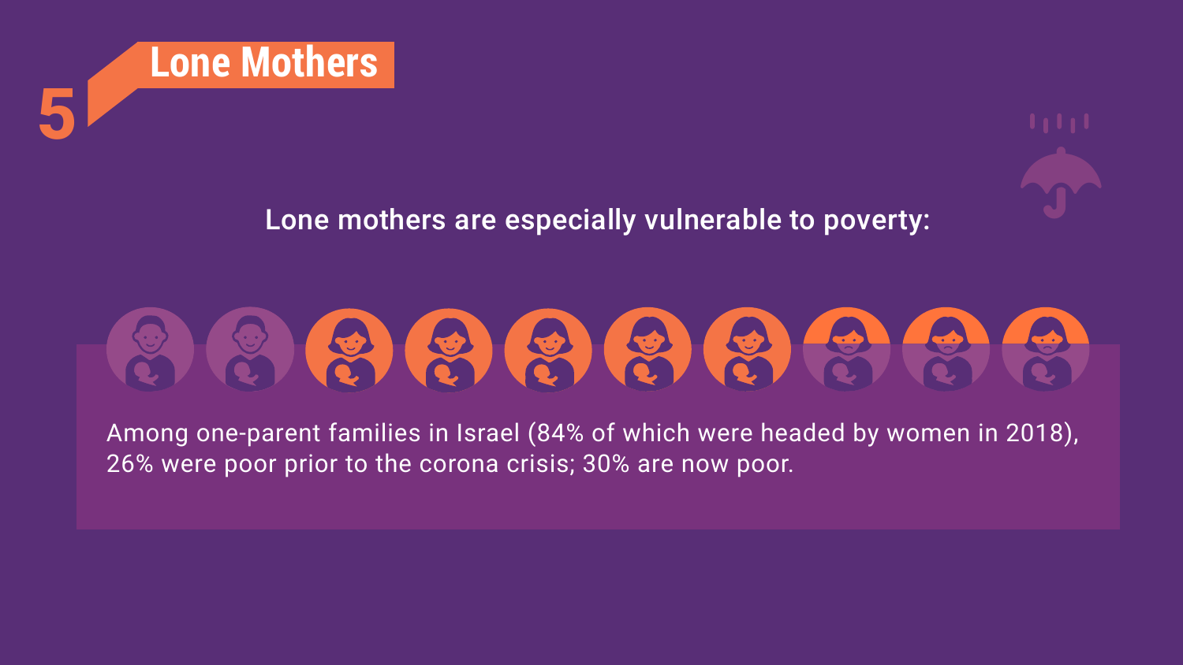# 5 Lone Mothers

**Lone mothers are especially vulnerable to poverty:**

Among one-parent families in Israel (84% of which were headed by women in 2018), 26% were poor prior to the corona crisis; 30% are now poor.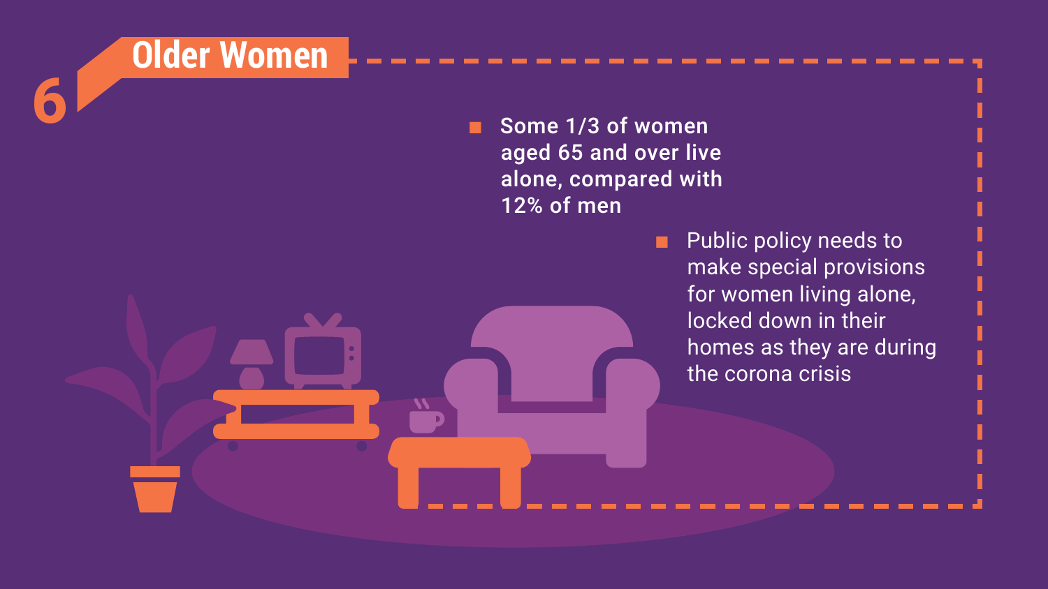## 6 Older Women

- **Some 1/3 of women aged 65 and over live alone, compared with 12% of men**
- Public policy needs to make special provisions for women living alone, locked down in their homes as they are during the corona crisis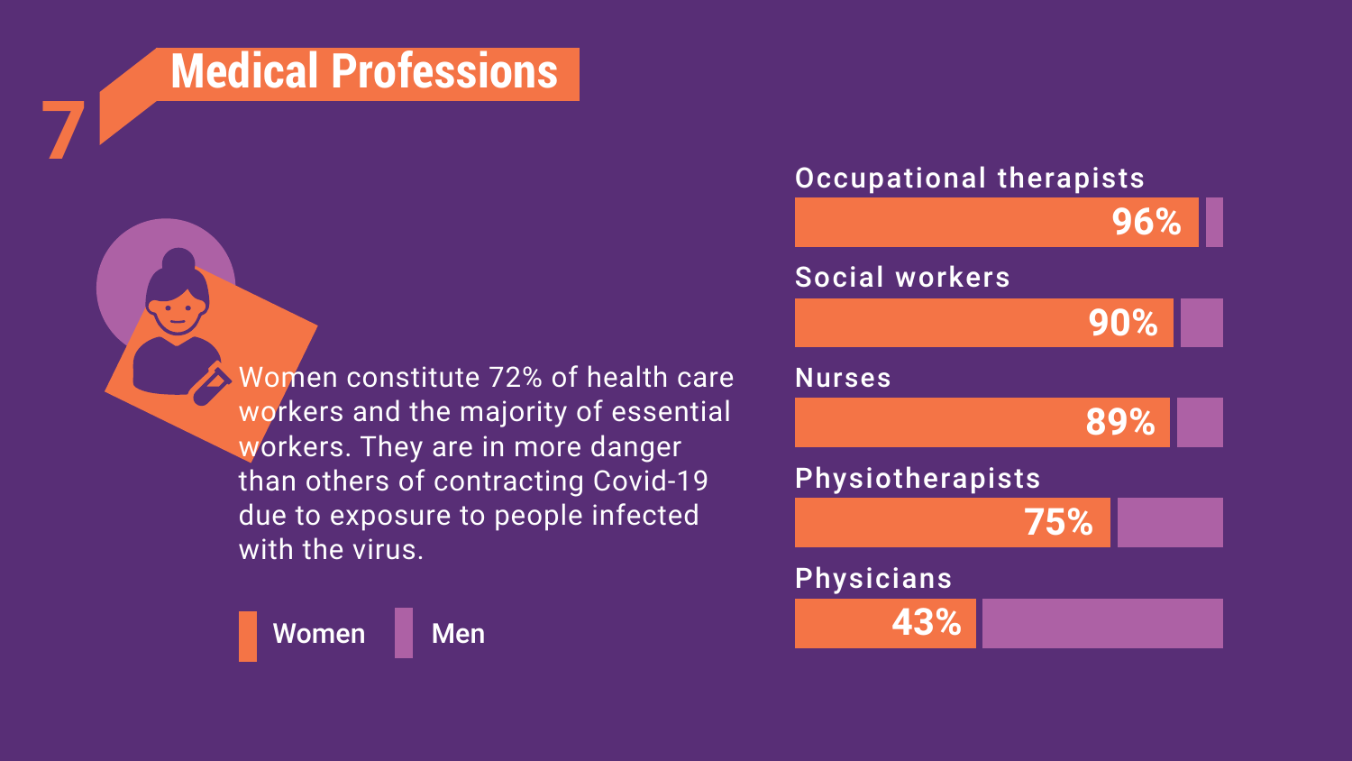# 7 Medical Professions

Women constitute 72% of health care workers and the majority of essential workers. They are in more danger than others of contracting Covid-19 due to exposure to people infected with the virus.

Women | Men

| Profession | Women |
|---|---|
| Occupational therapists | 96% |
| Social workers | 90% |
| Nurses | 89% |
| Physiotherapists | 75% |
| Physicians | 43% |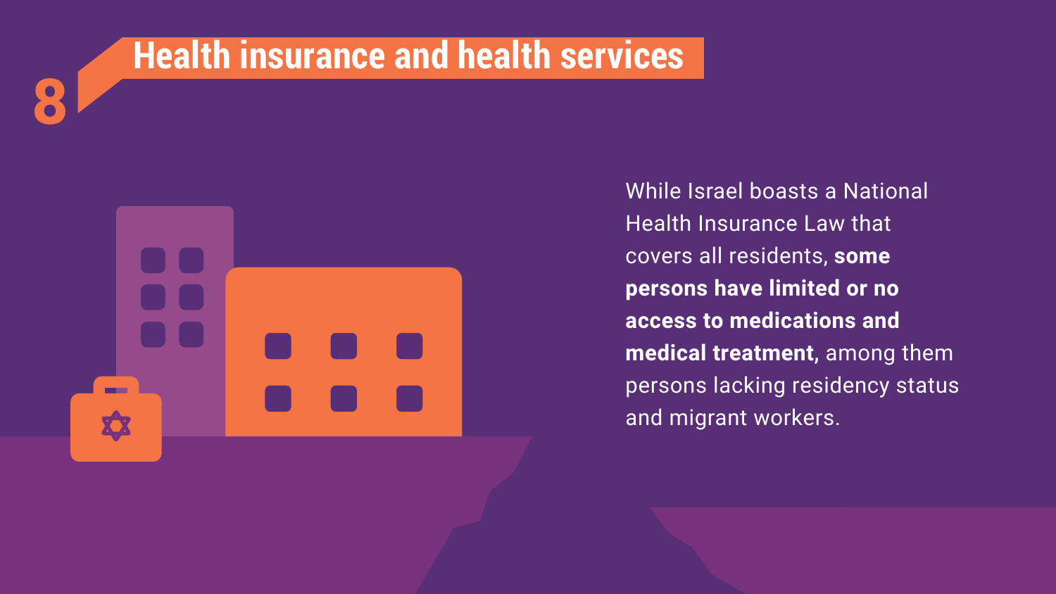# 8 Health insurance and health services

While Israel boasts a National Health Insurance Law that covers all residents, **some persons have limited or no access to medications and medical treatment,** among them persons lacking residency status and migrant workers.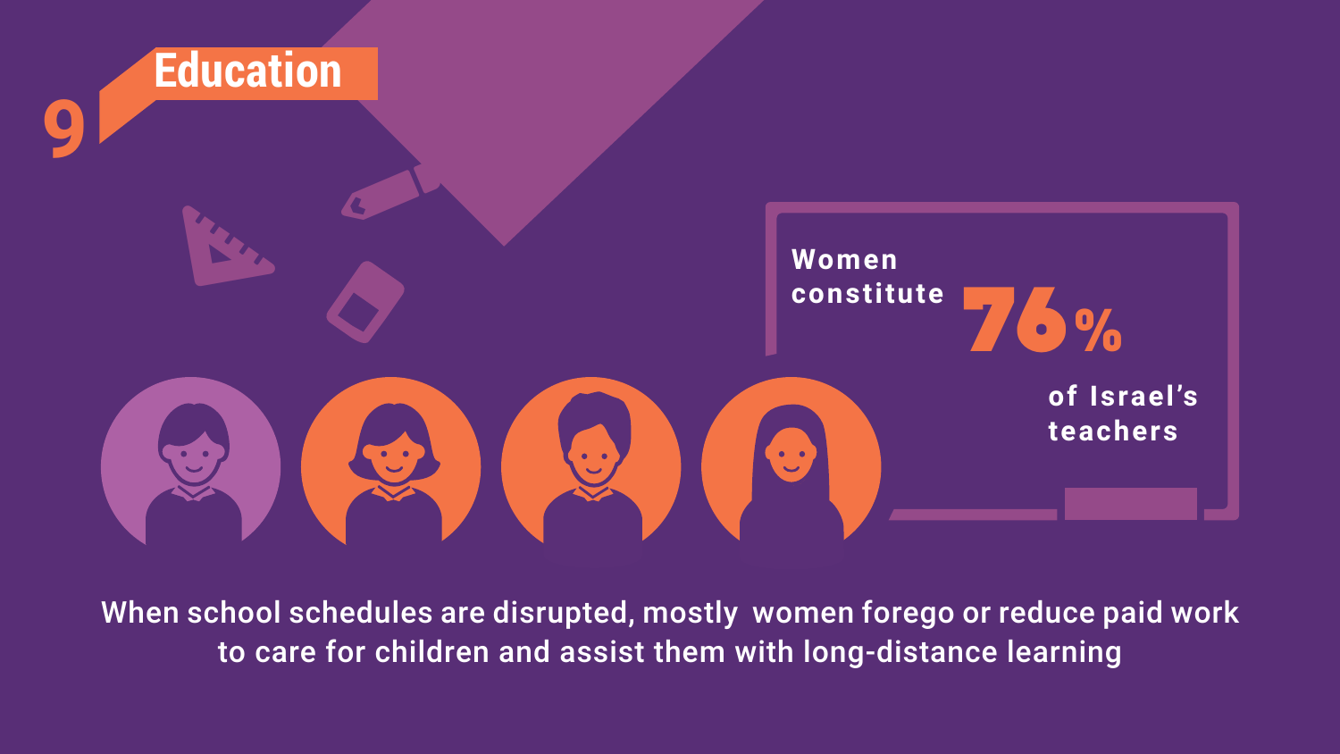# 9 Education

Women constitute **76%** of Israel's teachers

When school schedules are disrupted, mostly women forego or reduce paid work to care for children and assist them with long-distance learning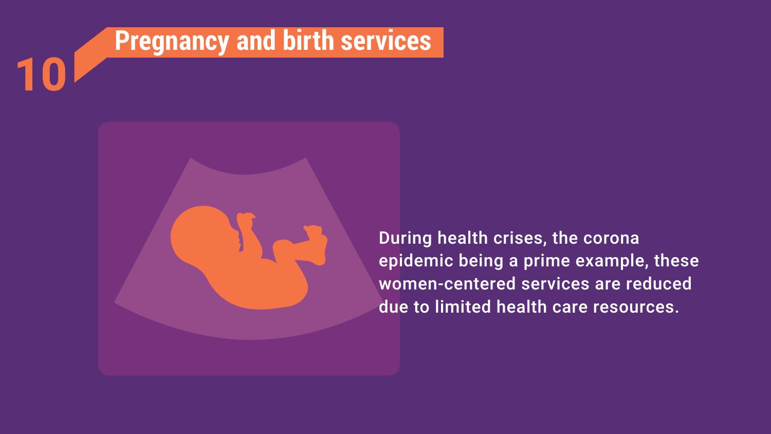## 10 Pregnancy and birth services

During health crises, the corona epidemic being a prime example, these women-centered services are reduced due to limited health care resources.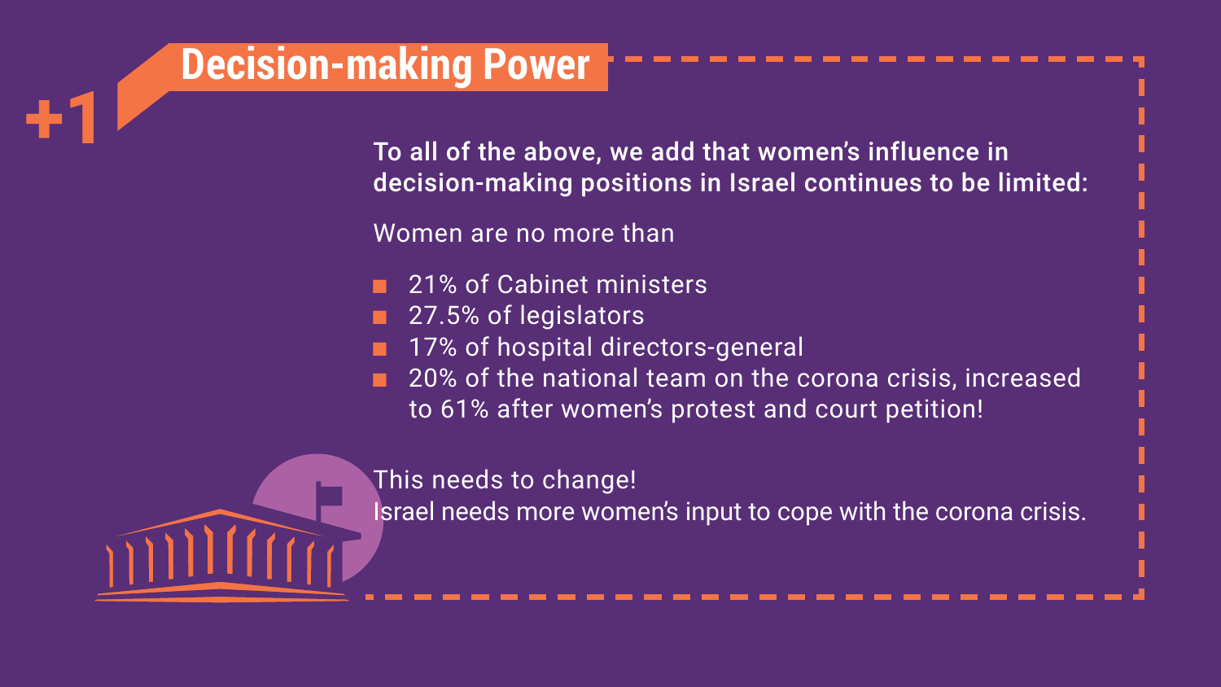## +1 Decision-making Power

**To all of the above, we add that women's influence in decision-making positions in Israel continues to be limited:**

Women are no more than

- 21% of Cabinet ministers
- 27.5% of legislators
- 17% of hospital directors-general
- 20% of the national team on the corona crisis, increased to 61% after women's protest and court petition!

This needs to change!
Israel needs more women's input to cope with the corona crisis.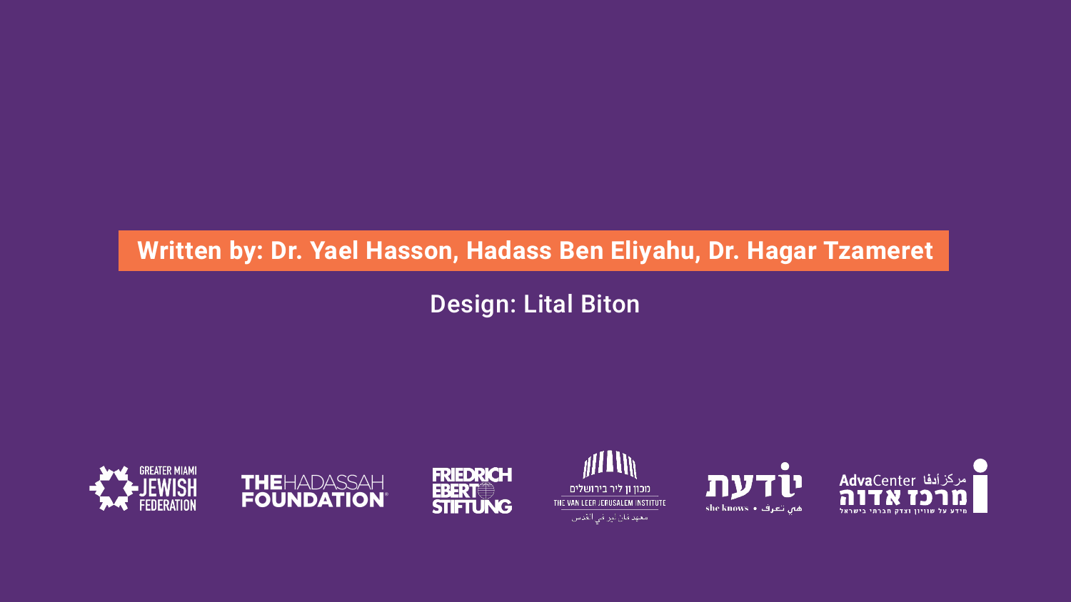**Written by: Dr. Yael Hasson, Hadass Ben Eliyahu, Dr. Hagar Tzameret**

Design: Lital Biton

GREATER MIAMI JEWISH FEDERATION

THE HADASSAH FOUNDATION

FRIEDRICH EBERT STIFTUNG

מכון ון ליר בירושלים
THE VAN LEER JERUSALEM INSTITUTE
معهد فان لير في القدس

יודעת
she knows • هي تعرف

AdvaCenter مركز أدفا
מרכז אדוה
מידע על שוויון וצדק חברתי בישראל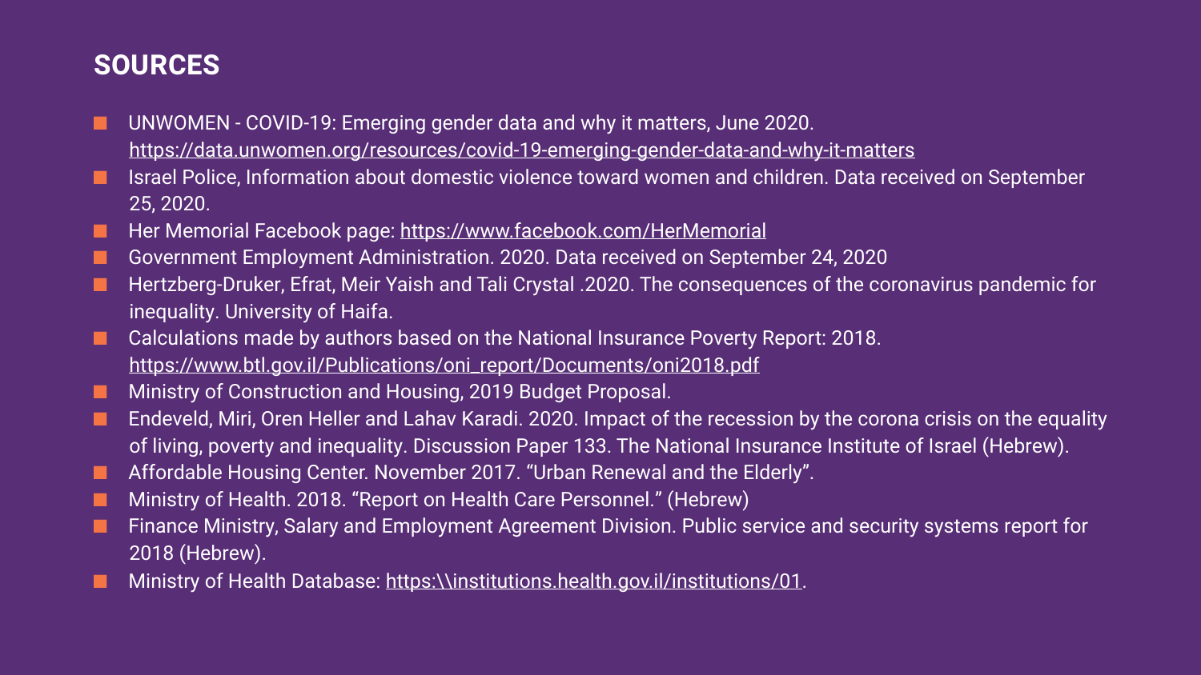## SOURCES

- UNWOMEN - COVID-19: Emerging gender data and why it matters, June 2020. https://data.unwomen.org/resources/covid-19-emerging-gender-data-and-why-it-matters
- Israel Police, Information about domestic violence toward women and children. Data received on September 25, 2020.
- Her Memorial Facebook page: https://www.facebook.com/HerMemorial
- Government Employment Administration. 2020. Data received on September 24, 2020
- Hertzberg-Druker, Efrat, Meir Yaish and Tali Crystal .2020. The consequences of the coronavirus pandemic for inequality. University of Haifa.
- Calculations made by authors based on the National Insurance Poverty Report: 2018. https://www.btl.gov.il/Publications/oni_report/Documents/oni2018.pdf
- Ministry of Construction and Housing, 2019 Budget Proposal.
- Endeveld, Miri, Oren Heller and Lahav Karadi. 2020. Impact of the recession by the corona crisis on the equality of living, poverty and inequality. Discussion Paper 133. The National Insurance Institute of Israel (Hebrew).
- Affordable Housing Center. November 2017. "Urban Renewal and the Elderly".
- Ministry of Health. 2018. "Report on Health Care Personnel." (Hebrew)
- Finance Ministry, Salary and Employment Agreement Division. Public service and security systems report for 2018 (Hebrew).
- Ministry of Health Database: https:\\institutions.health.gov.il/institutions/01.